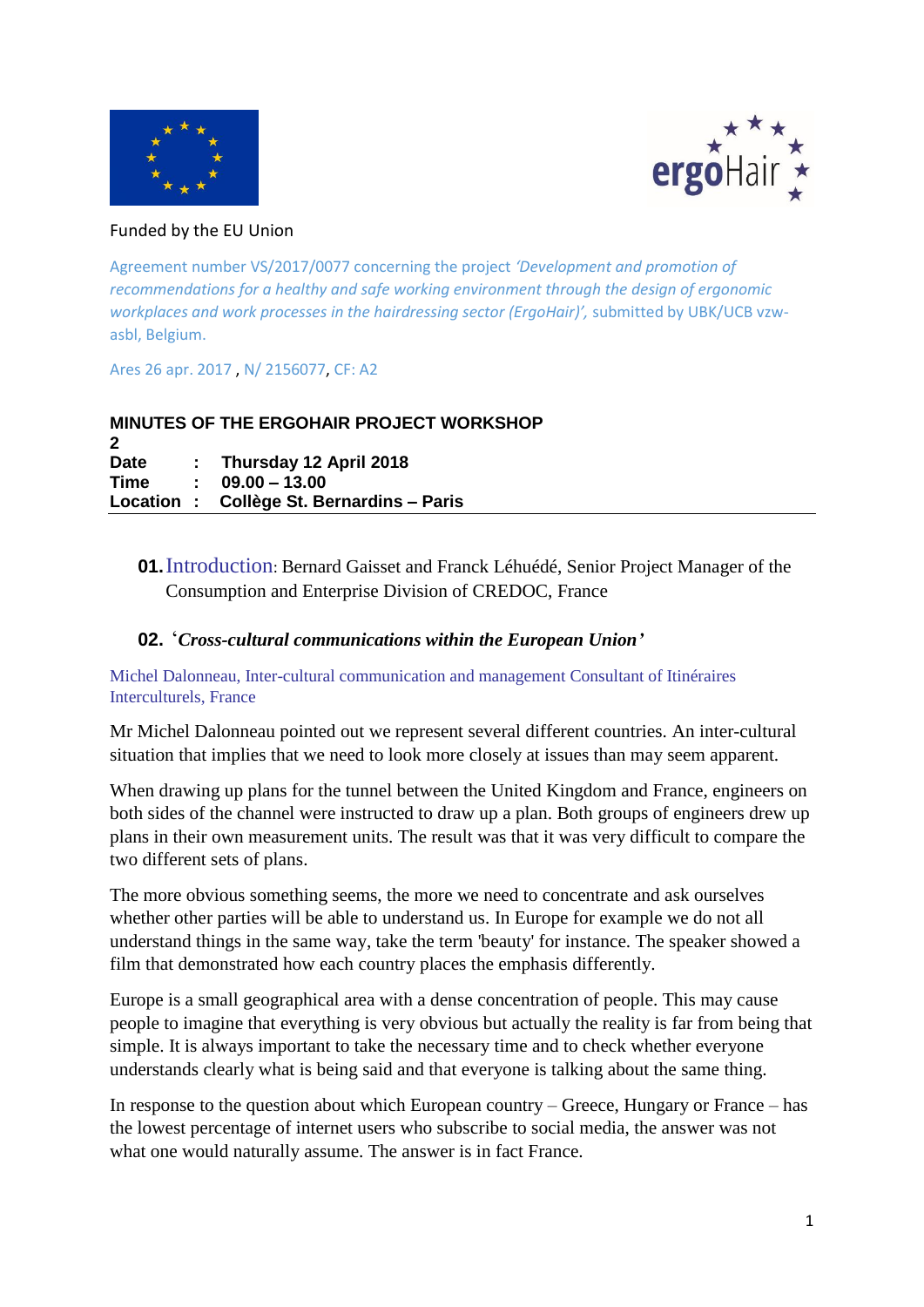Funded by the EU Union

Agreement number VS/2017/0077 concerning the project *'Development and promotion of recommendations for a healthy and safe working environment through the design of ergonomic workplaces and work processes in the hairdressing sector (ErgoHair)',* submitted by UBK/UCB vzw-asbl, Belgium.

Ares 26 apr. 2017 , N/ 2156077, CF: A2

**MINUTES OF THE ERGOHAIR PROJECT WORKSHOP 2**

**Date : Thursday 12 April 2018**
**Time : 09.00 – 13.00**
**Location : Collège St. Bernardins – Paris**

**01.** Introduction: Bernard Gaisset and Franck Léhuédé, Senior Project Manager of the Consumption and Enterprise Division of CREDOC, France

**02.** '***Cross-cultural communications within the European Union'***

Michel Dalonneau, Inter-cultural communication and management Consultant of Itinéraires Interculturels, France

Mr Michel Dalonneau pointed out we represent several different countries. An inter-cultural situation that implies that we need to look more closely at issues than may seem apparent.

When drawing up plans for the tunnel between the United Kingdom and France, engineers on both sides of the channel were instructed to draw up a plan. Both groups of engineers drew up plans in their own measurement units. The result was that it was very difficult to compare the two different sets of plans.

The more obvious something seems, the more we need to concentrate and ask ourselves whether other parties will be able to understand us. In Europe for example we do not all understand things in the same way, take the term 'beauty' for instance. The speaker showed a film that demonstrated how each country places the emphasis differently.

Europe is a small geographical area with a dense concentration of people. This may cause people to imagine that everything is very obvious but actually the reality is far from being that simple. It is always important to take the necessary time and to check whether everyone understands clearly what is being said and that everyone is talking about the same thing.

In response to the question about which European country – Greece, Hungary or France – has the lowest percentage of internet users who subscribe to social media, the answer was not what one would naturally assume. The answer is in fact France.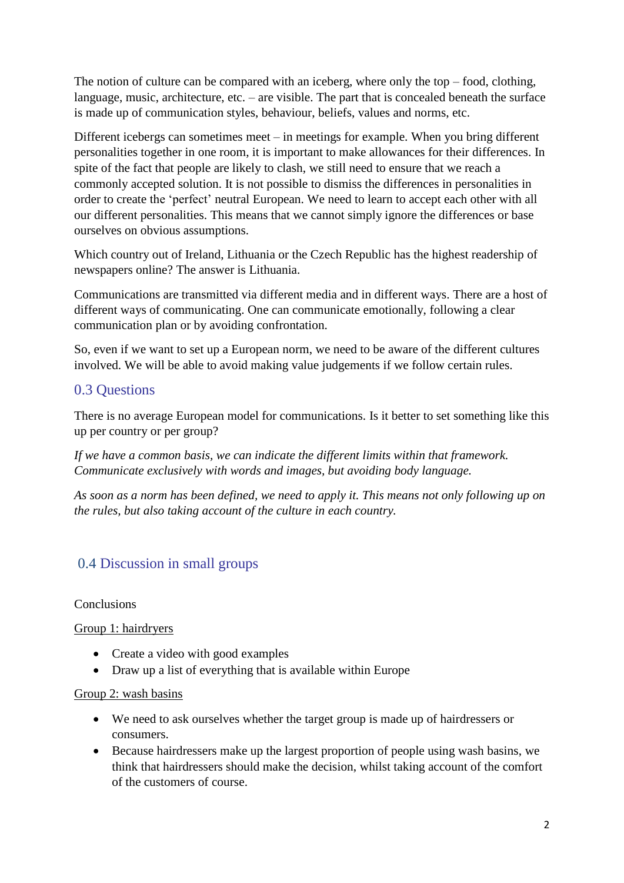The notion of culture can be compared with an iceberg, where only the top – food, clothing, language, music, architecture, etc. – are visible. The part that is concealed beneath the surface is made up of communication styles, behaviour, beliefs, values and norms, etc.

Different icebergs can sometimes meet – in meetings for example. When you bring different personalities together in one room, it is important to make allowances for their differences. In spite of the fact that people are likely to clash, we still need to ensure that we reach a commonly accepted solution. It is not possible to dismiss the differences in personalities in order to create the 'perfect' neutral European. We need to learn to accept each other with all our different personalities. This means that we cannot simply ignore the differences or base ourselves on obvious assumptions.

Which country out of Ireland, Lithuania or the Czech Republic has the highest readership of newspapers online? The answer is Lithuania.

Communications are transmitted via different media and in different ways. There are a host of different ways of communicating. One can communicate emotionally, following a clear communication plan or by avoiding confrontation.

So, even if we want to set up a European norm, we need to be aware of the different cultures involved. We will be able to avoid making value judgements if we follow certain rules.

## 0.3 Questions

There is no average European model for communications. Is it better to set something like this up per country or per group?

*If we have a common basis, we can indicate the different limits within that framework. Communicate exclusively with words and images, but avoiding body language.*

*As soon as a norm has been defined, we need to apply it. This means not only following up on the rules, but also taking account of the culture in each country.*

## 0.4 Discussion in small groups

Conclusions

<u>Group 1: hairdryers</u>

- Create a video with good examples
- Draw up a list of everything that is available within Europe

<u>Group 2: wash basins</u>

- We need to ask ourselves whether the target group is made up of hairdressers or consumers.
- Because hairdressers make up the largest proportion of people using wash basins, we think that hairdressers should make the decision, whilst taking account of the comfort of the customers of course.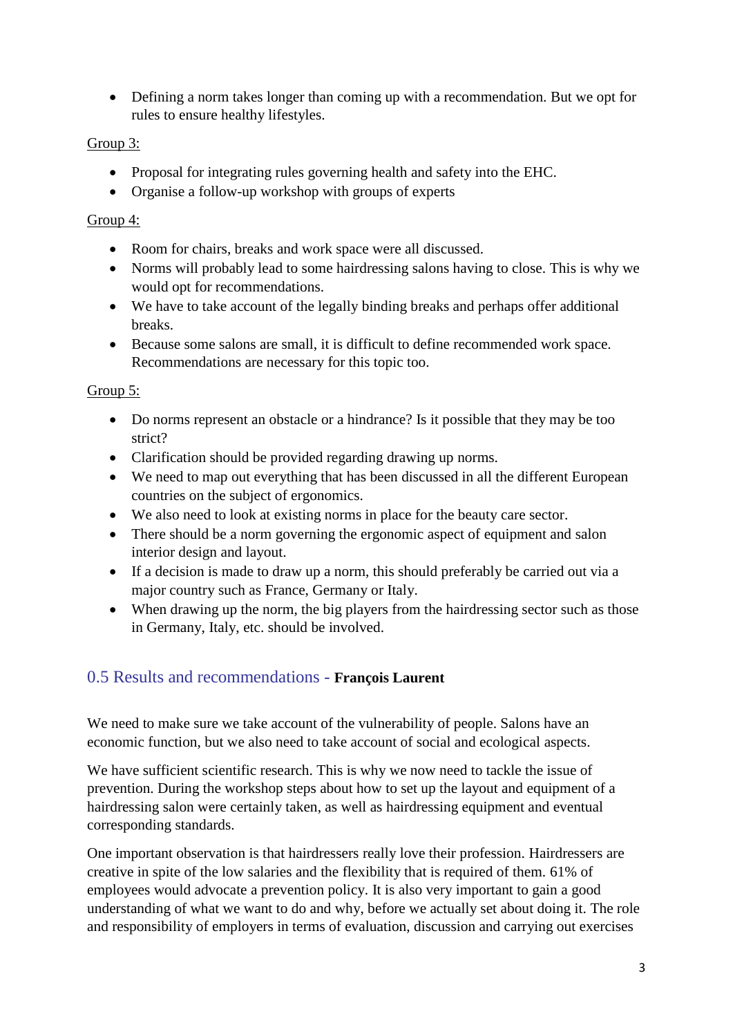- Defining a norm takes longer than coming up with a recommendation. But we opt for rules to ensure healthy lifestyles.

Group 3:

- Proposal for integrating rules governing health and safety into the EHC.
- Organise a follow-up workshop with groups of experts

Group 4:

- Room for chairs, breaks and work space were all discussed.
- Norms will probably lead to some hairdressing salons having to close. This is why we would opt for recommendations.
- We have to take account of the legally binding breaks and perhaps offer additional breaks.
- Because some salons are small, it is difficult to define recommended work space. Recommendations are necessary for this topic too.

Group 5:

- Do norms represent an obstacle or a hindrance? Is it possible that they may be too strict?
- Clarification should be provided regarding drawing up norms.
- We need to map out everything that has been discussed in all the different European countries on the subject of ergonomics.
- We also need to look at existing norms in place for the beauty care sector.
- There should be a norm governing the ergonomic aspect of equipment and salon interior design and layout.
- If a decision is made to draw up a norm, this should preferably be carried out via a major country such as France, Germany or Italy.
- When drawing up the norm, the big players from the hairdressing sector such as those in Germany, Italy, etc. should be involved.

## 0.5 Results and recommendations - **François Laurent**

We need to make sure we take account of the vulnerability of people. Salons have an economic function, but we also need to take account of social and ecological aspects.

We have sufficient scientific research. This is why we now need to tackle the issue of prevention. During the workshop steps about how to set up the layout and equipment of a hairdressing salon were certainly taken, as well as hairdressing equipment and eventual corresponding standards.

One important observation is that hairdressers really love their profession. Hairdressers are creative in spite of the low salaries and the flexibility that is required of them. 61% of employees would advocate a prevention policy. It is also very important to gain a good understanding of what we want to do and why, before we actually set about doing it. The role and responsibility of employers in terms of evaluation, discussion and carrying out exercises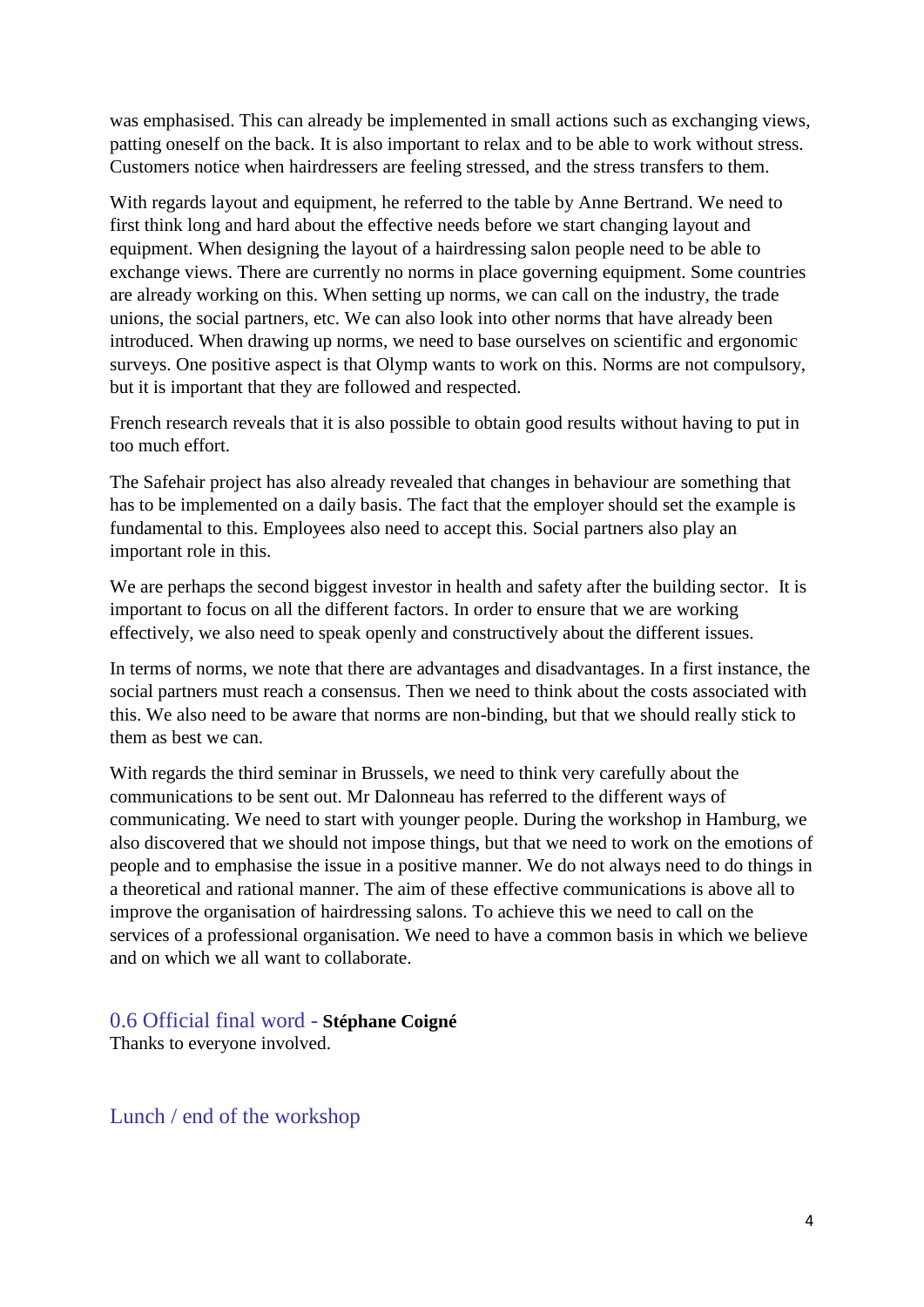was emphasised. This can already be implemented in small actions such as exchanging views, patting oneself on the back. It is also important to relax and to be able to work without stress. Customers notice when hairdressers are feeling stressed, and the stress transfers to them.

With regards layout and equipment, he referred to the table by Anne Bertrand. We need to first think long and hard about the effective needs before we start changing layout and equipment. When designing the layout of a hairdressing salon people need to be able to exchange views. There are currently no norms in place governing equipment. Some countries are already working on this. When setting up norms, we can call on the industry, the trade unions, the social partners, etc. We can also look into other norms that have already been introduced. When drawing up norms, we need to base ourselves on scientific and ergonomic surveys. One positive aspect is that Olymp wants to work on this. Norms are not compulsory, but it is important that they are followed and respected.

French research reveals that it is also possible to obtain good results without having to put in too much effort.

The Safehair project has also already revealed that changes in behaviour are something that has to be implemented on a daily basis. The fact that the employer should set the example is fundamental to this. Employees also need to accept this. Social partners also play an important role in this.

We are perhaps the second biggest investor in health and safety after the building sector. It is important to focus on all the different factors. In order to ensure that we are working effectively, we also need to speak openly and constructively about the different issues.

In terms of norms, we note that there are advantages and disadvantages. In a first instance, the social partners must reach a consensus. Then we need to think about the costs associated with this. We also need to be aware that norms are non-binding, but that we should really stick to them as best we can.

With regards the third seminar in Brussels, we need to think very carefully about the communications to be sent out. Mr Dalonneau has referred to the different ways of communicating. We need to start with younger people. During the workshop in Hamburg, we also discovered that we should not impose things, but that we need to work on the emotions of people and to emphasise the issue in a positive manner. We do not always need to do things in a theoretical and rational manner. The aim of these effective communications is above all to improve the organisation of hairdressing salons. To achieve this we need to call on the services of a professional organisation. We need to have a common basis in which we believe and on which we all want to collaborate.

## 0.6 Official final word - **Stéphane Coigné**

Thanks to everyone involved.

## Lunch / end of the workshop